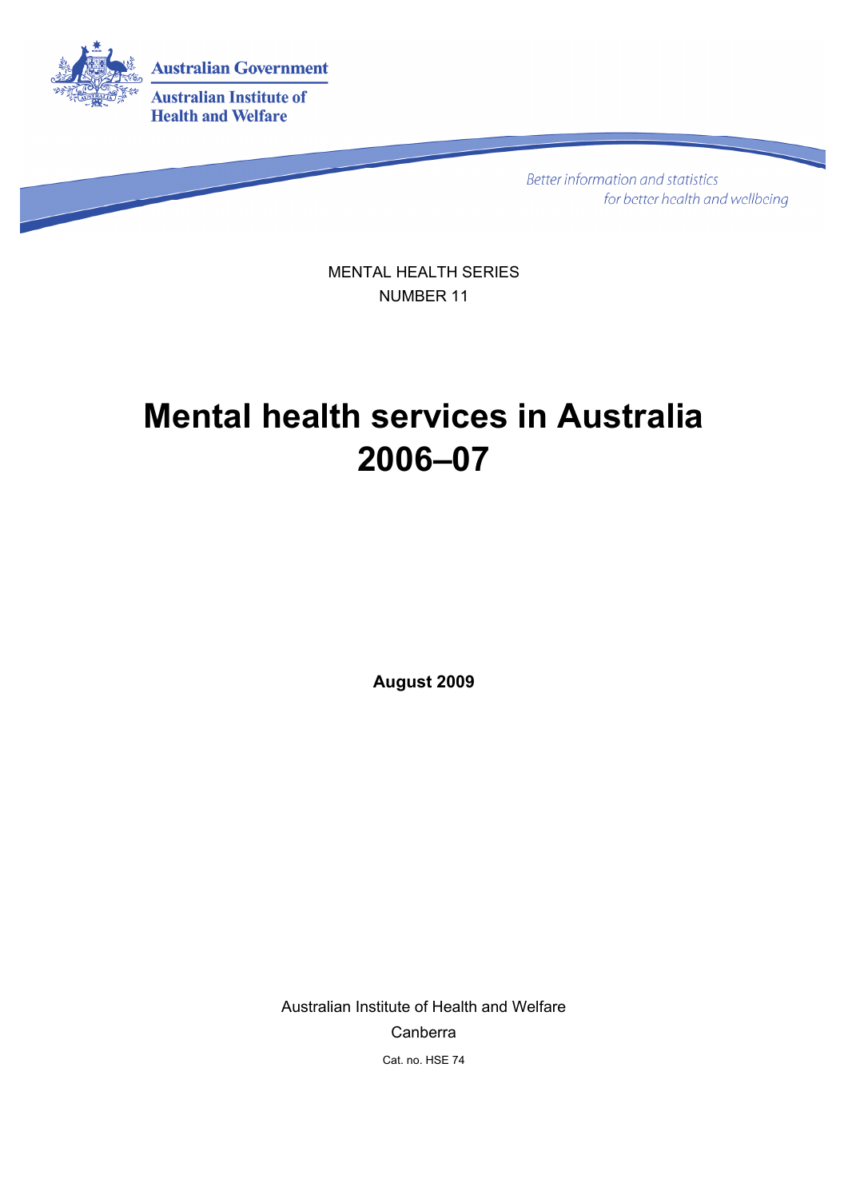Australian Government

Australian Institute of Health and Welfare

*Better information and statistics for better health and wellbeing*

MENTAL HEALTH SERIES
NUMBER 11

# Mental health services in Australia 2006–07

**August 2009**

Australian Institute of Health and Welfare

Canberra

Cat. no. HSE 74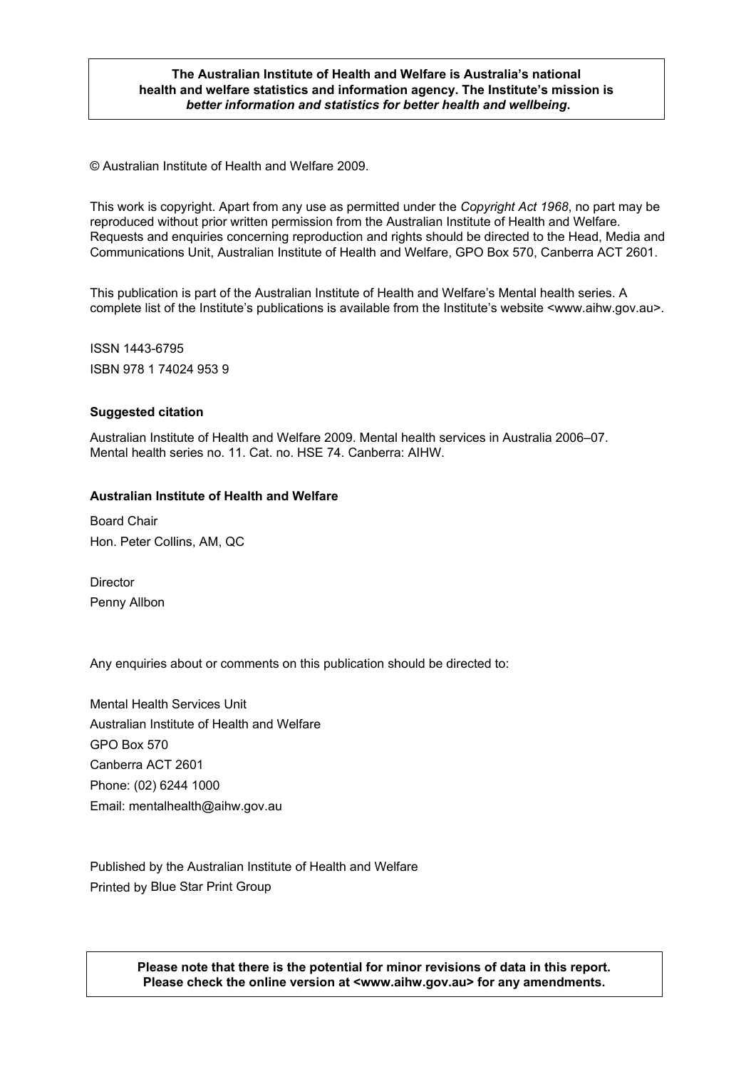**The Australian Institute of Health and Welfare is Australia's national health and welfare statistics and information agency. The Institute's mission is *better information and statistics for better health and wellbeing*.**

© Australian Institute of Health and Welfare 2009.

This work is copyright. Apart from any use as permitted under the *Copyright Act 1968*, no part may be reproduced without prior written permission from the Australian Institute of Health and Welfare. Requests and enquiries concerning reproduction and rights should be directed to the Head, Media and Communications Unit, Australian Institute of Health and Welfare, GPO Box 570, Canberra ACT 2601.

This publication is part of the Australian Institute of Health and Welfare's Mental health series. A complete list of the Institute's publications is available from the Institute's website <www.aihw.gov.au>.

ISSN 1443-6795

ISBN 978 1 74024 953 9

**Suggested citation**

Australian Institute of Health and Welfare 2009. Mental health services in Australia 2006–07. Mental health series no. 11. Cat. no. HSE 74. Canberra: AIHW.

**Australian Institute of Health and Welfare**

Board Chair

Hon. Peter Collins, AM, QC

Director

Penny Allbon

Any enquiries about or comments on this publication should be directed to:

Mental Health Services Unit

Australian Institute of Health and Welfare

GPO Box 570

Canberra ACT 2601

Phone: (02) 6244 1000

Email: mentalhealth@aihw.gov.au

Published by the Australian Institute of Health and Welfare

Printed by Blue Star Print Group

**Please note that there is the potential for minor revisions of data in this report. Please check the online version at <www.aihw.gov.au> for any amendments.**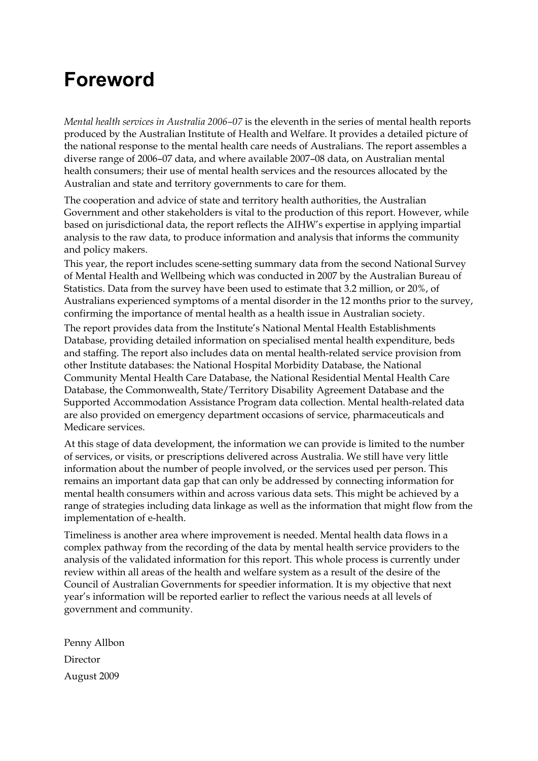# Foreword

*Mental health services in Australia 2006–07* is the eleventh in the series of mental health reports produced by the Australian Institute of Health and Welfare. It provides a detailed picture of the national response to the mental health care needs of Australians. The report assembles a diverse range of 2006–07 data, and where available 2007–08 data, on Australian mental health consumers; their use of mental health services and the resources allocated by the Australian and state and territory governments to care for them.

The cooperation and advice of state and territory health authorities, the Australian Government and other stakeholders is vital to the production of this report. However, while based on jurisdictional data, the report reflects the AIHW's expertise in applying impartial analysis to the raw data, to produce information and analysis that informs the community and policy makers.

This year, the report includes scene-setting summary data from the second National Survey of Mental Health and Wellbeing which was conducted in 2007 by the Australian Bureau of Statistics. Data from the survey have been used to estimate that 3.2 million, or 20%, of Australians experienced symptoms of a mental disorder in the 12 months prior to the survey, confirming the importance of mental health as a health issue in Australian society.

The report provides data from the Institute's National Mental Health Establishments Database, providing detailed information on specialised mental health expenditure, beds and staffing. The report also includes data on mental health-related service provision from other Institute databases: the National Hospital Morbidity Database, the National Community Mental Health Care Database, the National Residential Mental Health Care Database, the Commonwealth, State/Territory Disability Agreement Database and the Supported Accommodation Assistance Program data collection. Mental health-related data are also provided on emergency department occasions of service, pharmaceuticals and Medicare services.

At this stage of data development, the information we can provide is limited to the number of services, or visits, or prescriptions delivered across Australia. We still have very little information about the number of people involved, or the services used per person. This remains an important data gap that can only be addressed by connecting information for mental health consumers within and across various data sets. This might be achieved by a range of strategies including data linkage as well as the information that might flow from the implementation of e-health.

Timeliness is another area where improvement is needed. Mental health data flows in a complex pathway from the recording of the data by mental health service providers to the analysis of the validated information for this report. This whole process is currently under review within all areas of the health and welfare system as a result of the desire of the Council of Australian Governments for speedier information. It is my objective that next year's information will be reported earlier to reflect the various needs at all levels of government and community.

Penny Allbon

Director

August 2009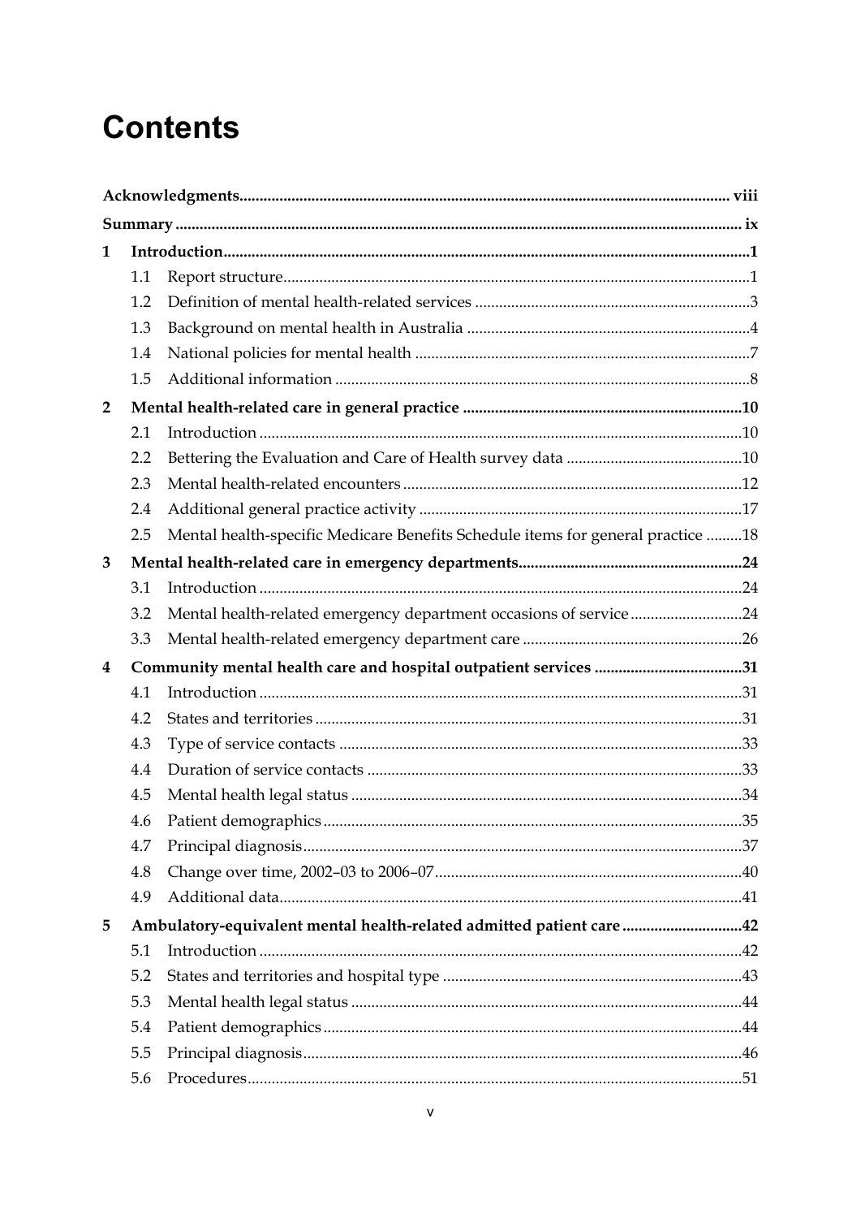# Contents

| | | | |
|---|---|---|---|
| **Acknowledgments** | | | **viii** |
| **Summary** | | | **ix** |
| **1** | **Introduction** | | **1** |
| | 1.1 | Report structure | 1 |
| | 1.2 | Definition of mental health-related services | 3 |
| | 1.3 | Background on mental health in Australia | 4 |
| | 1.4 | National policies for mental health | 7 |
| | 1.5 | Additional information | 8 |
| **2** | **Mental health-related care in general practice** | | **10** |
| | 2.1 | Introduction | 10 |
| | 2.2 | Bettering the Evaluation and Care of Health survey data | 10 |
| | 2.3 | Mental health-related encounters | 12 |
| | 2.4 | Additional general practice activity | 17 |
| | 2.5 | Mental health-specific Medicare Benefits Schedule items for general practice | 18 |
| **3** | **Mental health-related care in emergency departments** | | **24** |
| | 3.1 | Introduction | 24 |
| | 3.2 | Mental health-related emergency department occasions of service | 24 |
| | 3.3 | Mental health-related emergency department care | 26 |
| **4** | **Community mental health care and hospital outpatient services** | | **31** |
| | 4.1 | Introduction | 31 |
| | 4.2 | States and territories | 31 |
| | 4.3 | Type of service contacts | 33 |
| | 4.4 | Duration of service contacts | 33 |
| | 4.5 | Mental health legal status | 34 |
| | 4.6 | Patient demographics | 35 |
| | 4.7 | Principal diagnosis | 37 |
| | 4.8 | Change over time, 2002–03 to 2006–07 | 40 |
| | 4.9 | Additional data | 41 |
| **5** | **Ambulatory-equivalent mental health-related admitted patient care** | | **42** |
| | 5.1 | Introduction | 42 |
| | 5.2 | States and territories and hospital type | 43 |
| | 5.3 | Mental health legal status | 44 |
| | 5.4 | Patient demographics | 44 |
| | 5.5 | Principal diagnosis | 46 |
| | 5.6 | Procedures | 51 |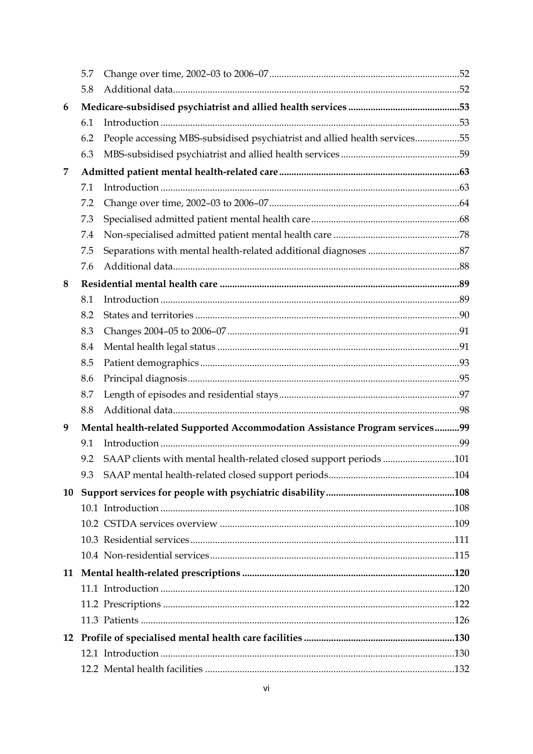5.7 Change over time, 2002–03 to 2006–07 ....52

5.8 Additional data ....52

**6 Medicare-subsidised psychiatrist and allied health services ....53**

6.1 Introduction ....53

6.2 People accessing MBS-subsidised psychiatrist and allied health services ....55

6.3 MBS-subsidised psychiatrist and allied health services ....59

**7 Admitted patient mental health-related care ....63**

7.1 Introduction ....63

7.2 Change over time, 2002–03 to 2006–07 ....64

7.3 Specialised admitted patient mental health care ....68

7.4 Non-specialised admitted patient mental health care ....78

7.5 Separations with mental health-related additional diagnoses ....87

7.6 Additional data ....88

**8 Residential mental health care ....89**

8.1 Introduction ....89

8.2 States and territories ....90

8.3 Changes 2004–05 to 2006–07 ....91

8.4 Mental health legal status ....91

8.5 Patient demographics ....93

8.6 Principal diagnosis ....95

8.7 Length of episodes and residential stays ....97

8.8 Additional data ....98

**9 Mental health-related Supported Accommodation Assistance Program services ....99**

9.1 Introduction ....99

9.2 SAAP clients with mental health-related closed support periods ....101

9.3 SAAP mental health-related closed support periods ....104

**10 Support services for people with psychiatric disability ....108**

10.1 Introduction ....108

10.2 CSTDA services overview ....109

10.3 Residential services ....111

10.4 Non-residential services ....115

**11 Mental health-related prescriptions ....120**

11.1 Introduction ....120

11.2 Prescriptions ....122

11.3 Patients ....126

**12 Profile of specialised mental health care facilities ....130**

12.1 Introduction ....130

12.2 Mental health facilities ....132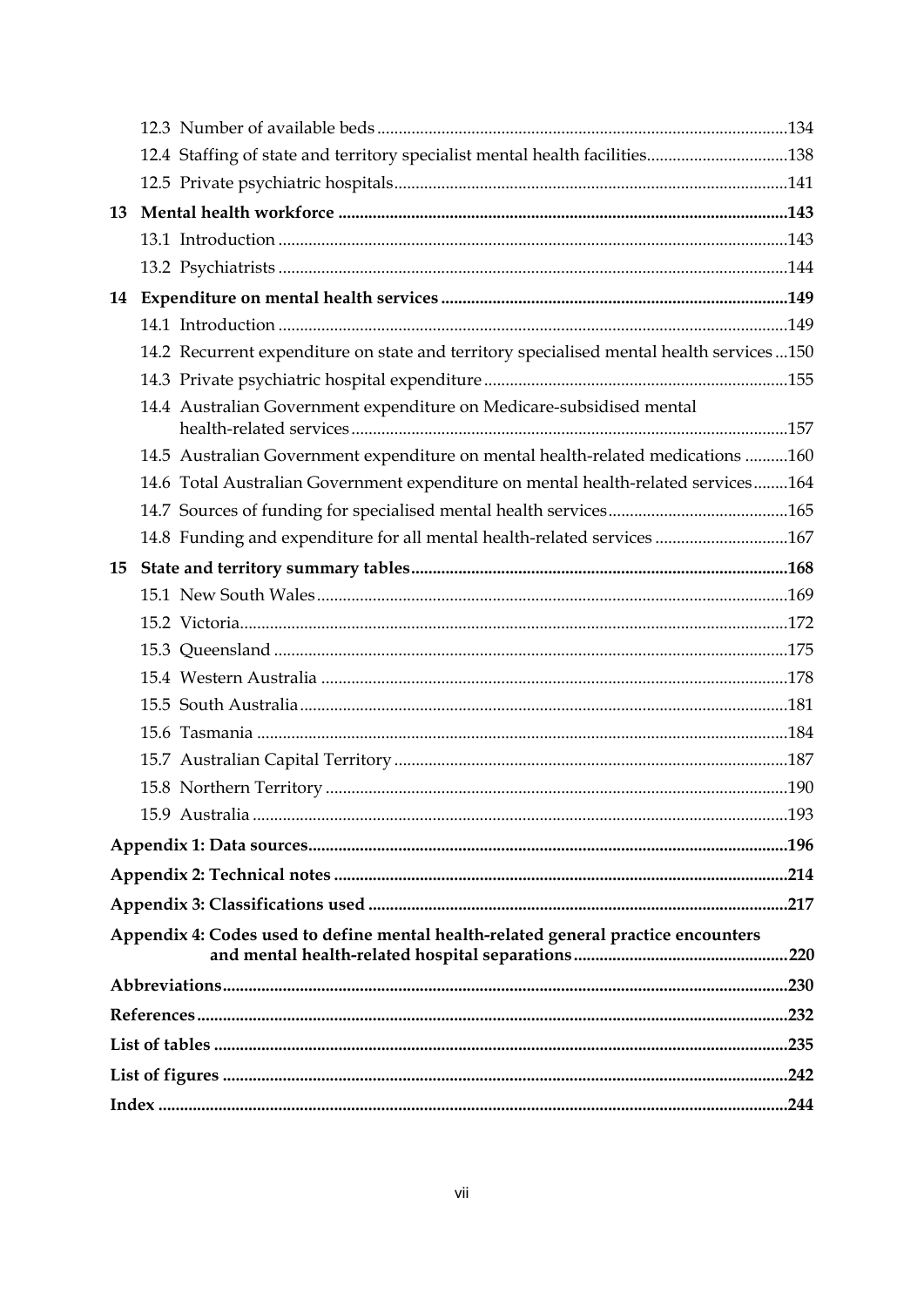12.3 Number of available beds ............................................................................................134

12.4 Staffing of state and territory specialist mental health facilities.................................138

12.5 Private psychiatric hospitals..........................................................................................141

**13 Mental health workforce .....................................................................................................143**

13.1 Introduction ....................................................................................................................143

13.2 Psychiatrists ....................................................................................................................144

**14 Expenditure on mental health services ..............................................................................149**

14.1 Introduction ....................................................................................................................149

14.2 Recurrent expenditure on state and territory specialised mental health services ...150

14.3 Private psychiatric hospital expenditure .....................................................................155

14.4 Australian Government expenditure on Medicare-subsidised mental health-related services....................................................................................................157

14.5 Australian Government expenditure on mental health-related medications ..........160

14.6 Total Australian Government expenditure on mental health-related services........164

14.7 Sources of funding for specialised mental health services.........................................165

14.8 Funding and expenditure for all mental health-related services ..............................167

**15 State and territory summary tables.....................................................................................168**

15.1 New South Wales............................................................................................................169

15.2 Victoria.............................................................................................................................172

15.3 Queensland ......................................................................................................................175

15.4 Western Australia ...........................................................................................................178

15.5 South Australia................................................................................................................181

15.6 Tasmania ..........................................................................................................................184

15.7 Australian Capital Territory ..........................................................................................187

15.8 Northern Territory ..........................................................................................................190

15.9 Australia ...........................................................................................................................193

**Appendix 1: Data sources.............................................................................................................196**

**Appendix 2: Technical notes ........................................................................................................214**

**Appendix 3: Classifications used ................................................................................................217**

**Appendix 4: Codes used to define mental health-related general practice encounters and mental health-related hospital separations.................................................220**

**Abbreviations.................................................................................................................................230**

**References.......................................................................................................................................232**

**List of tables ...................................................................................................................................235**

**List of figures .................................................................................................................................242**

**Index ...............................................................................................................................................244**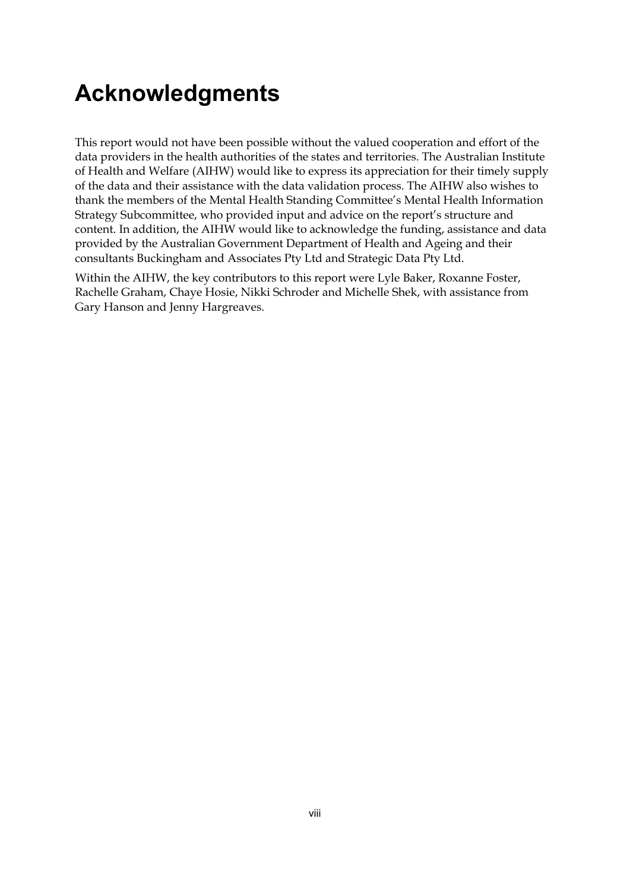# Acknowledgments

This report would not have been possible without the valued cooperation and effort of the data providers in the health authorities of the states and territories. The Australian Institute of Health and Welfare (AIHW) would like to express its appreciation for their timely supply of the data and their assistance with the data validation process. The AIHW also wishes to thank the members of the Mental Health Standing Committee's Mental Health Information Strategy Subcommittee, who provided input and advice on the report's structure and content. In addition, the AIHW would like to acknowledge the funding, assistance and data provided by the Australian Government Department of Health and Ageing and their consultants Buckingham and Associates Pty Ltd and Strategic Data Pty Ltd.

Within the AIHW, the key contributors to this report were Lyle Baker, Roxanne Foster, Rachelle Graham, Chaye Hosie, Nikki Schroder and Michelle Shek, with assistance from Gary Hanson and Jenny Hargreaves.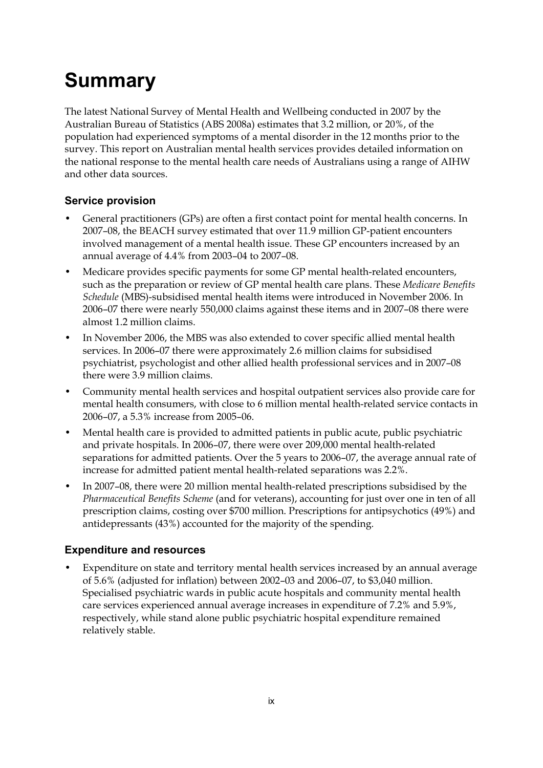# Summary

The latest National Survey of Mental Health and Wellbeing conducted in 2007 by the Australian Bureau of Statistics (ABS 2008a) estimates that 3.2 million, or 20%, of the population had experienced symptoms of a mental disorder in the 12 months prior to the survey. This report on Australian mental health services provides detailed information on the national response to the mental health care needs of Australians using a range of AIHW and other data sources.

## Service provision

- General practitioners (GPs) are often a first contact point for mental health concerns. In 2007–08, the BEACH survey estimated that over 11.9 million GP-patient encounters involved management of a mental health issue. These GP encounters increased by an annual average of 4.4% from 2003–04 to 2007–08.
- Medicare provides specific payments for some GP mental health-related encounters, such as the preparation or review of GP mental health care plans. These *Medicare Benefits Schedule* (MBS)-subsidised mental health items were introduced in November 2006. In 2006–07 there were nearly 550,000 claims against these items and in 2007–08 there were almost 1.2 million claims.
- In November 2006, the MBS was also extended to cover specific allied mental health services. In 2006–07 there were approximately 2.6 million claims for subsidised psychiatrist, psychologist and other allied health professional services and in 2007–08 there were 3.9 million claims.
- Community mental health services and hospital outpatient services also provide care for mental health consumers, with close to 6 million mental health-related service contacts in 2006–07, a 5.3% increase from 2005–06.
- Mental health care is provided to admitted patients in public acute, public psychiatric and private hospitals. In 2006–07, there were over 209,000 mental health-related separations for admitted patients. Over the 5 years to 2006–07, the average annual rate of increase for admitted patient mental health-related separations was 2.2%.
- In 2007–08, there were 20 million mental health-related prescriptions subsidised by the *Pharmaceutical Benefits Scheme* (and for veterans), accounting for just over one in ten of all prescription claims, costing over $700 million. Prescriptions for antipsychotics (49%) and antidepressants (43%) accounted for the majority of the spending.

## Expenditure and resources

- Expenditure on state and territory mental health services increased by an annual average of 5.6% (adjusted for inflation) between 2002–03 and 2006–07, to $3,040 million. Specialised psychiatric wards in public acute hospitals and community mental health care services experienced annual average increases in expenditure of 7.2% and 5.9%, respectively, while stand alone public psychiatric hospital expenditure remained relatively stable.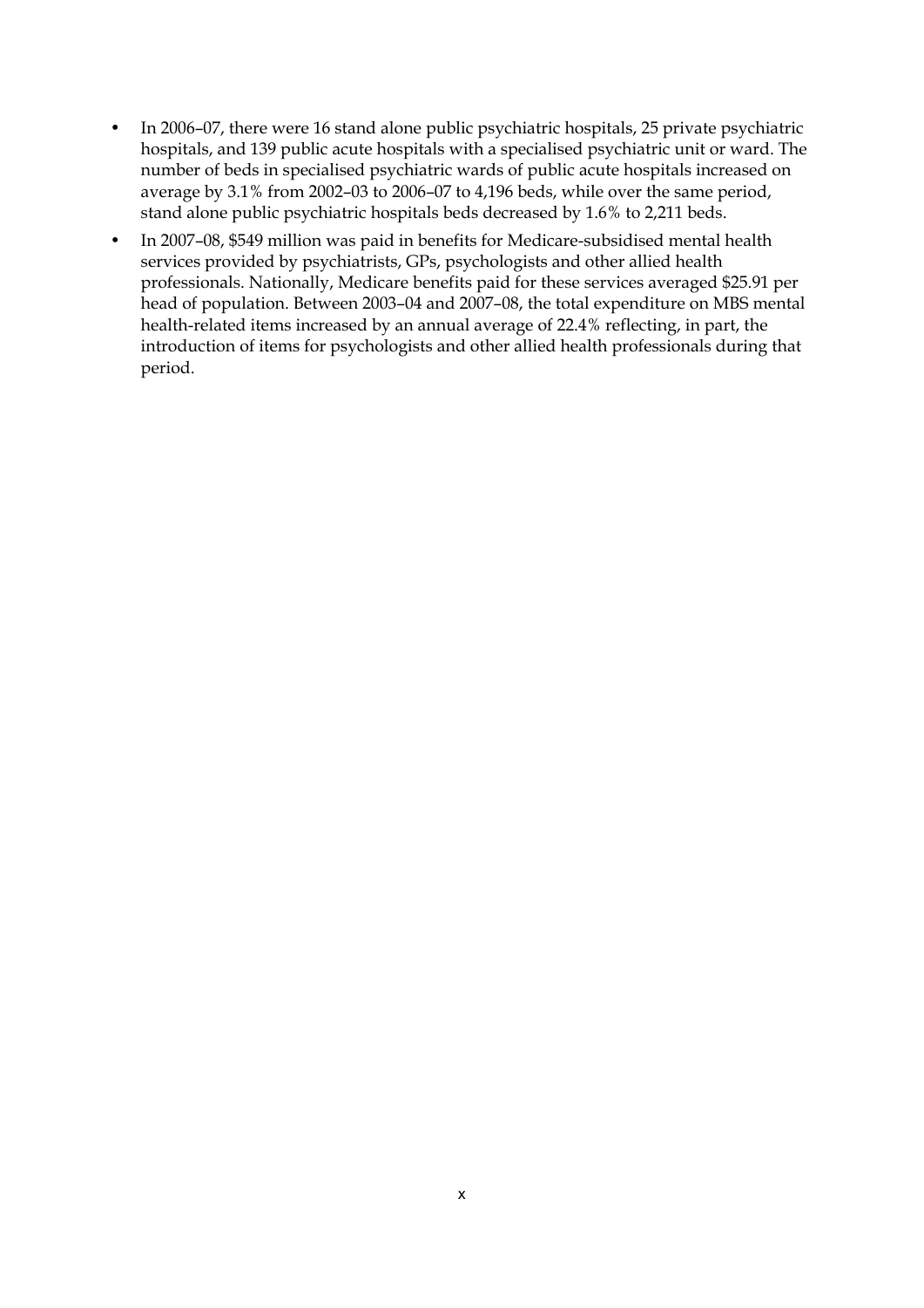- In 2006–07, there were 16 stand alone public psychiatric hospitals, 25 private psychiatric hospitals, and 139 public acute hospitals with a specialised psychiatric unit or ward. The number of beds in specialised psychiatric wards of public acute hospitals increased on average by 3.1% from 2002–03 to 2006–07 to 4,196 beds, while over the same period, stand alone public psychiatric hospitals beds decreased by 1.6% to 2,211 beds.
- In 2007–08, $549 million was paid in benefits for Medicare-subsidised mental health services provided by psychiatrists, GPs, psychologists and other allied health professionals. Nationally, Medicare benefits paid for these services averaged $25.91 per head of population. Between 2003–04 and 2007–08, the total expenditure on MBS mental health-related items increased by an annual average of 22.4% reflecting, in part, the introduction of items for psychologists and other allied health professionals during that period.